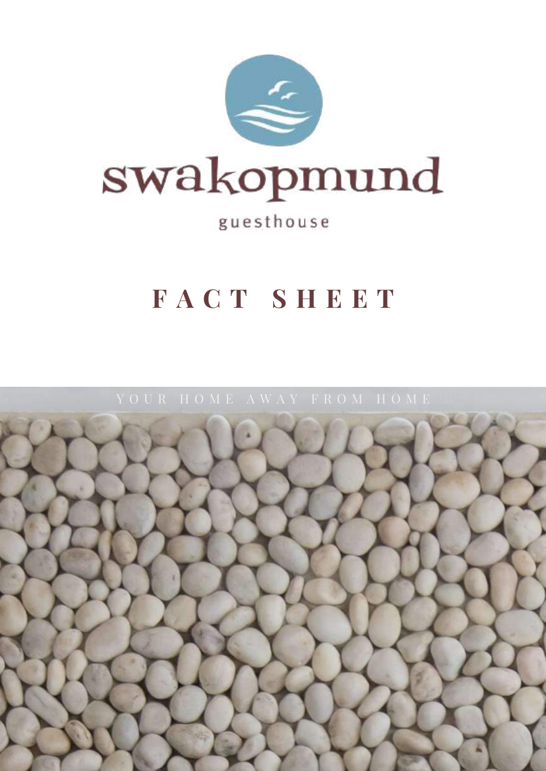swakopmund

guesthouse

# FACT SHEET

YOUR HOME AWAY FROM HOME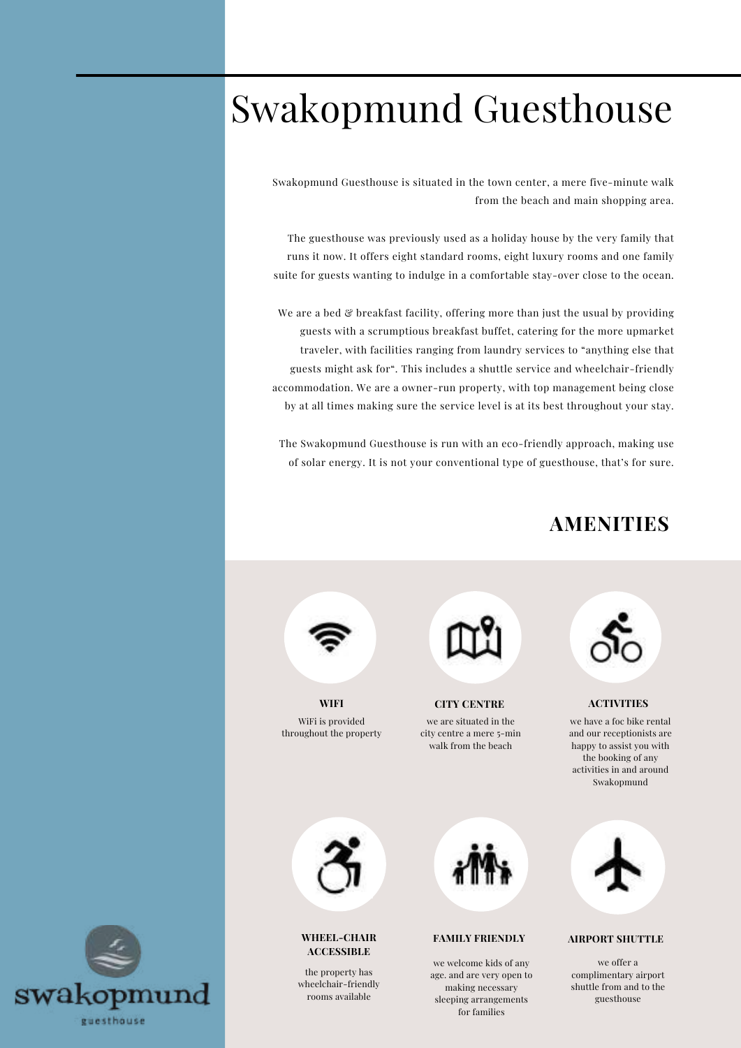# Swakopmund Guesthouse

Swakopmund Guesthouse is situated in the town center, a mere five-minute walk from the beach and main shopping area.

The guesthouse was previously used as a holiday house by the very family that runs it now. It offers eight standard rooms, eight luxury rooms and one family suite for guests wanting to indulge in a comfortable stay-over close to the ocean.

We are a bed & breakfast facility, offering more than just the usual by providing guests with a scrumptious breakfast buffet, catering for the more upmarket traveler, with facilities ranging from laundry services to "anything else that guests might ask for". This includes a shuttle service and wheelchair-friendly accommodation. We are a owner-run property, with top management being close by at all times making sure the service level is at its best throughout your stay.

The Swakopmund Guesthouse is run with an eco-friendly approach, making use of solar energy. It is not your conventional type of guesthouse, that's for sure.

## AMENITIES

**WIFI**

WiFi is provided throughout the property

**CITY CENTRE**

we are situated in the city centre a mere 5-min walk from the beach

**ACTIVITIES**

we have a foc bike rental and our receptionists are happy to assist you with the booking of any activities in and around Swakopmund

**WHEEL-CHAIR ACCESSIBLE**

the property has wheelchair-friendly rooms available

**FAMILY FRIENDLY**

we welcome kids of any age. and are very open to making necessary sleeping arrangements for families

**AIRPORT SHUTTLE**

we offer a complimentary airport shuttle from and to the guesthouse

swakopmund

guesthouse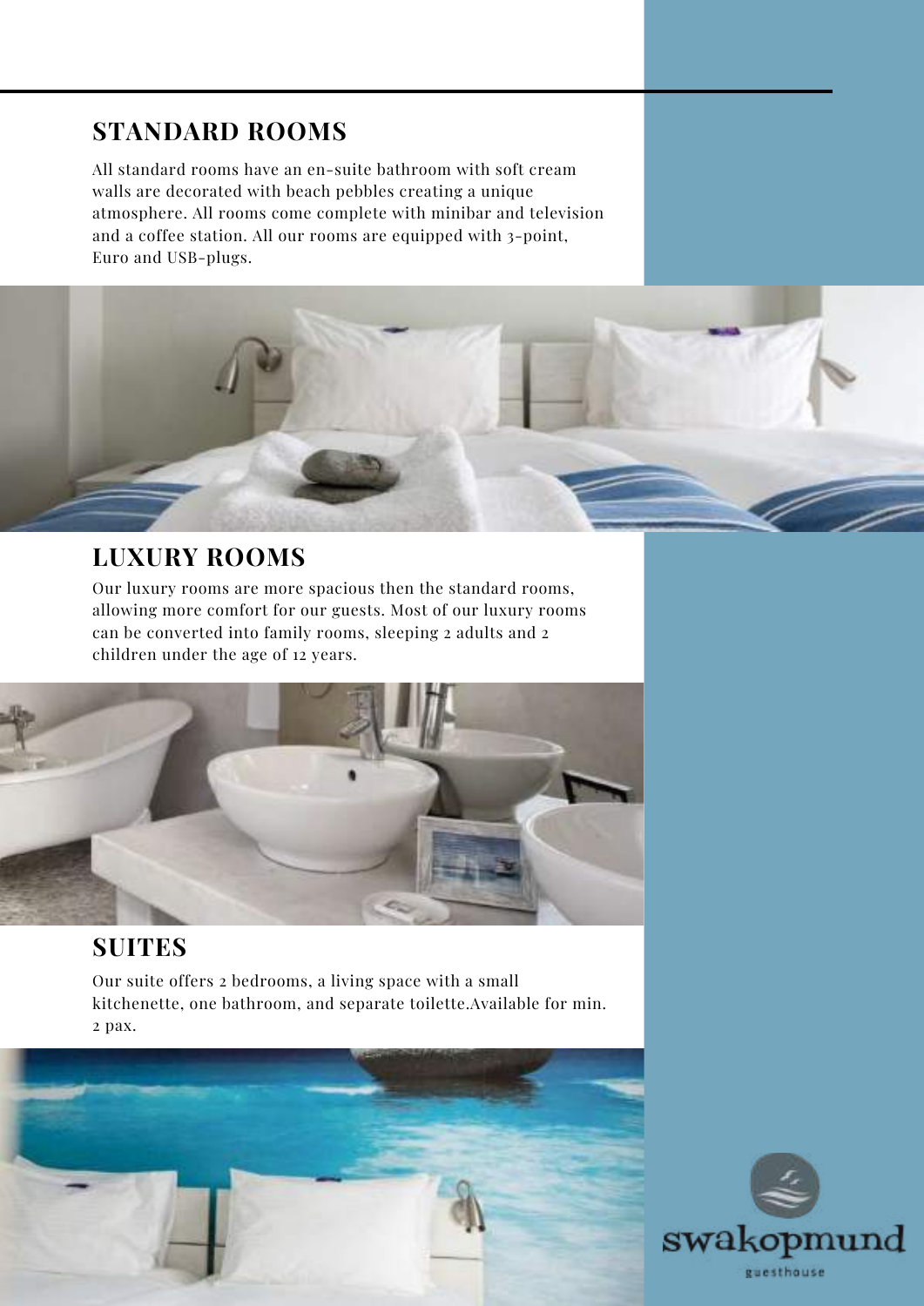## STANDARD ROOMS

All standard rooms have an en-suite bathroom with soft cream walls are decorated with beach pebbles creating a unique atmosphere. All rooms come complete with minibar and television and a coffee station. All our rooms are equipped with 3-point, Euro and USB-plugs.

## LUXURY ROOMS

Our luxury rooms are more spacious then the standard rooms, allowing more comfort for our guests. Most of our luxury rooms can be converted into family rooms, sleeping 2 adults and 2 children under the age of 12 years.

## SUITES

Our suite offers 2 bedrooms, a living space with a small kitchenette, one bathroom, and separate toilette.Available for min. 2 pax.

swakopmund

guesthouse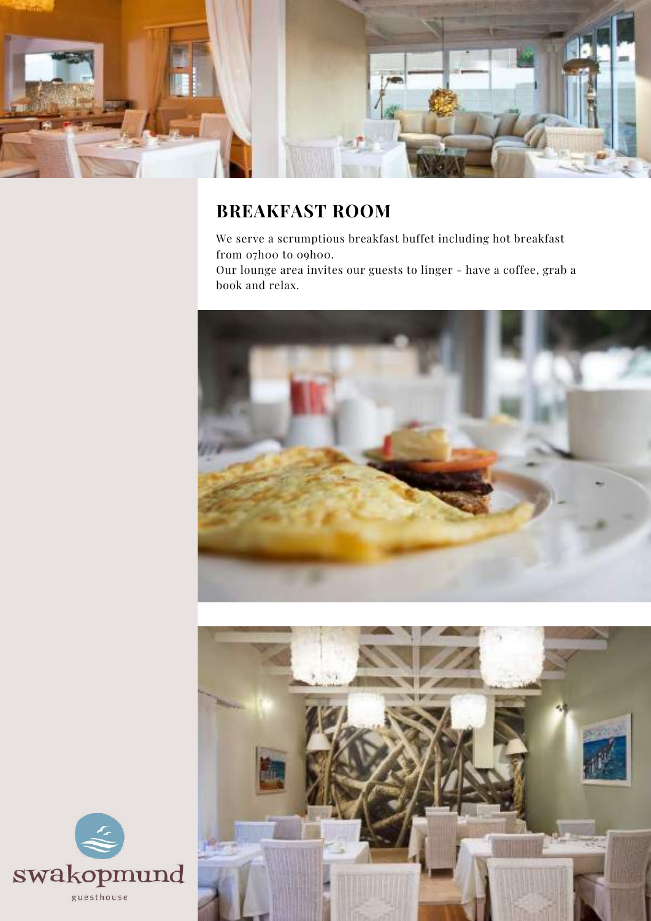## BREAKFAST ROOM

We serve a scrumptious breakfast buffet including hot breakfast from 07h00 to 09h00.
Our lounge area invites our guests to linger - have a coffee, grab a book and relax.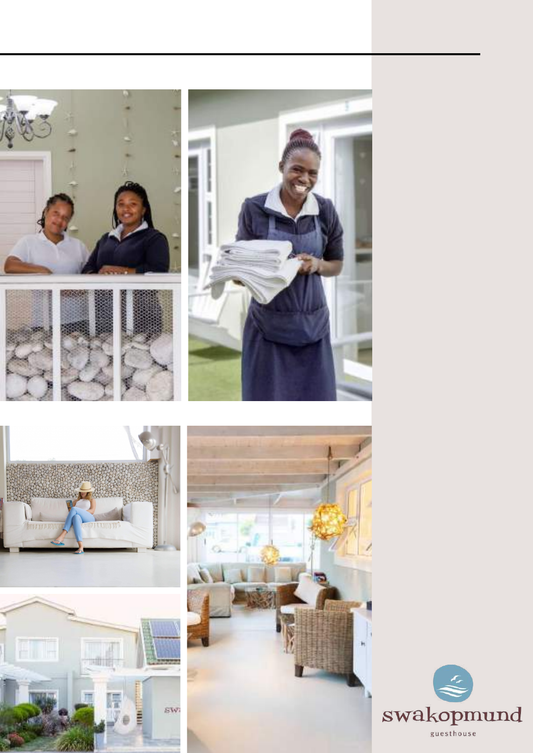swakopmund

guesthouse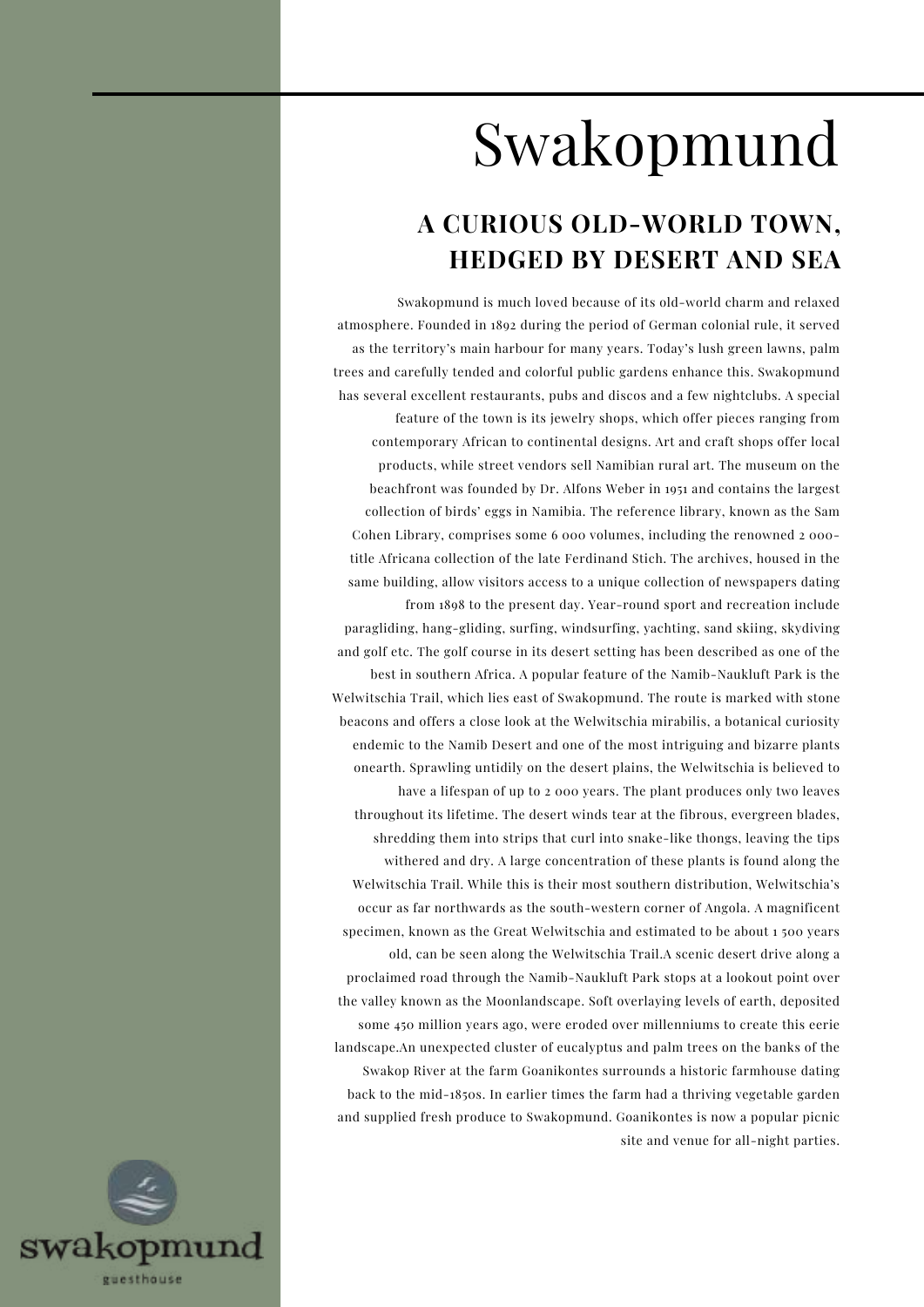# Swakopmund

## A CURIOUS OLD-WORLD TOWN, HEDGED BY DESERT AND SEA

Swakopmund is much loved because of its old-world charm and relaxed atmosphere. Founded in 1892 during the period of German colonial rule, it served as the territory's main harbour for many years. Today's lush green lawns, palm trees and carefully tended and colorful public gardens enhance this. Swakopmund has several excellent restaurants, pubs and discos and a few nightclubs. A special feature of the town is its jewelry shops, which offer pieces ranging from contemporary African to continental designs. Art and craft shops offer local products, while street vendors sell Namibian rural art. The museum on the beachfront was founded by Dr. Alfons Weber in 1951 and contains the largest collection of birds' eggs in Namibia. The reference library, known as the Sam Cohen Library, comprises some 6 000 volumes, including the renowned 2 000-title Africana collection of the late Ferdinand Stich. The archives, housed in the same building, allow visitors access to a unique collection of newspapers dating from 1898 to the present day. Year-round sport and recreation include paragliding, hang-gliding, surfing, windsurfing, yachting, sand skiing, skydiving and golf etc. The golf course in its desert setting has been described as one of the best in southern Africa. A popular feature of the Namib-Naukluft Park is the Welwitschia Trail, which lies east of Swakopmund. The route is marked with stone beacons and offers a close look at the Welwitschia mirabilis, a botanical curiosity endemic to the Namib Desert and one of the most intriguing and bizarre plants onearth. Sprawling untidily on the desert plains, the Welwitschia is believed to have a lifespan of up to 2 000 years. The plant produces only two leaves throughout its lifetime. The desert winds tear at the fibrous, evergreen blades, shredding them into strips that curl into snake-like thongs, leaving the tips withered and dry. A large concentration of these plants is found along the Welwitschia Trail. While this is their most southern distribution, Welwitschia's occur as far northwards as the south-western corner of Angola. A magnificent specimen, known as the Great Welwitschia and estimated to be about 1 500 years old, can be seen along the Welwitschia Trail.A scenic desert drive along a proclaimed road through the Namib-Naukluft Park stops at a lookout point over the valley known as the Moonlandscape. Soft overlaying levels of earth, deposited some 450 million years ago, were eroded over millenniums to create this eerie landscape.An unexpected cluster of eucalyptus and palm trees on the banks of the Swakop River at the farm Goanikontes surrounds a historic farmhouse dating back to the mid-1850s. In earlier times the farm had a thriving vegetable garden and supplied fresh produce to Swakopmund. Goanikontes is now a popular picnic site and venue for all-night parties.

swakopmund
guesthouse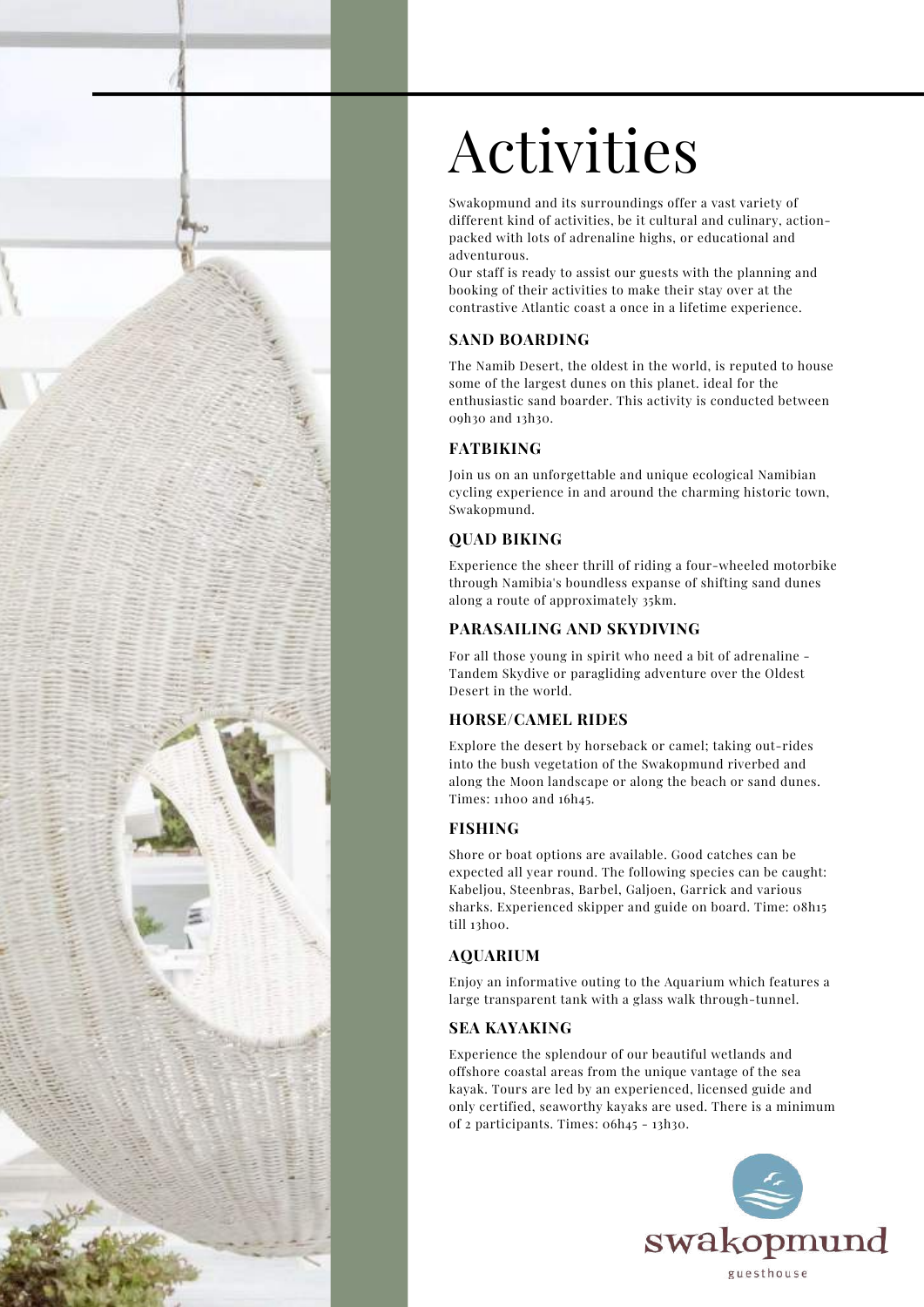# Activities

Swakopmund and its surroundings offer a vast variety of different kind of activities, be it cultural and culinary, action-packed with lots of adrenaline highs, or educational and adventurous.
Our staff is ready to assist our guests with the planning and booking of their activities to make their stay over at the contrastive Atlantic coast a once in a lifetime experience.

### SAND BOARDING

The Namib Desert, the oldest in the world, is reputed to house some of the largest dunes on this planet. ideal for the enthusiastic sand boarder. This activity is conducted between 09h30 and 13h30.

### FATBIKING

Join us on an unforgettable and unique ecological Namibian cycling experience in and around the charming historic town, Swakopmund.

### QUAD BIKING

Experience the sheer thrill of riding a four-wheeled motorbike through Namibia's boundless expanse of shifting sand dunes along a route of approximately 35km.

### PARASAILING AND SKYDIVING

For all those young in spirit who need a bit of adrenaline - Tandem Skydive or paragliding adventure over the Oldest Desert in the world.

### HORSE/CAMEL RIDES

Explore the desert by horseback or camel; taking out-rides into the bush vegetation of the Swakopmund riverbed and along the Moon landscape or along the beach or sand dunes. Times: 11h00 and 16h45.

### FISHING

Shore or boat options are available. Good catches can be expected all year round. The following species can be caught: Kabeljou, Steenbras, Barbel, Galjoen, Garrick and various sharks. Experienced skipper and guide on board. Time: 08h15 till 13h00.

### AQUARIUM

Enjoy an informative outing to the Aquarium which features a large transparent tank with a glass walk through-tunnel.

### SEA KAYAKING

Experience the splendour of our beautiful wetlands and offshore coastal areas from the unique vantage of the sea kayak. Tours are led by an experienced, licensed guide and only certified, seaworthy kayaks are used. There is a minimum of 2 participants. Times: 06h45 - 13h30.

swakopmund
guesthouse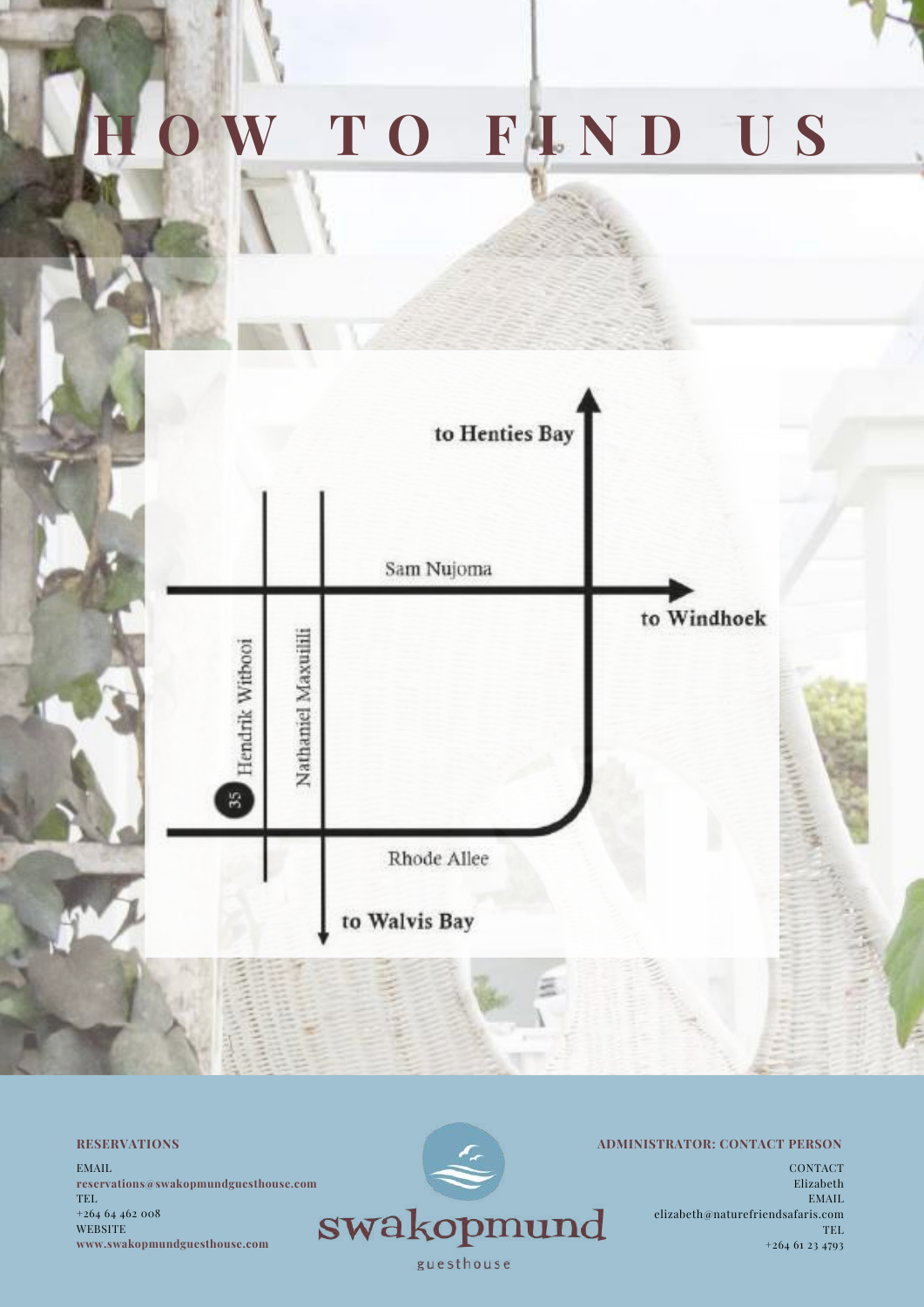# HOW TO FIND US

to Henties Bay

Sam Nujoma

to Windhoek

Hendrik Witbooi

Nathaniel Maxuilili

35

Rhode Allee

to Walvis Bay

**RESERVATIONS**

EMAIL
**reservations@swakopmundguesthouse.com**
TEL
+264 64 462 008
WEBSITE
**www.swakopmundguesthouse.com**

swakopmund
guesthouse

**ADMINISTRATOR: CONTACT PERSON**

CONTACT
Elizabeth
EMAIL
elizabeth@naturefriendsafaris.com
TEL
+264 61 23 4793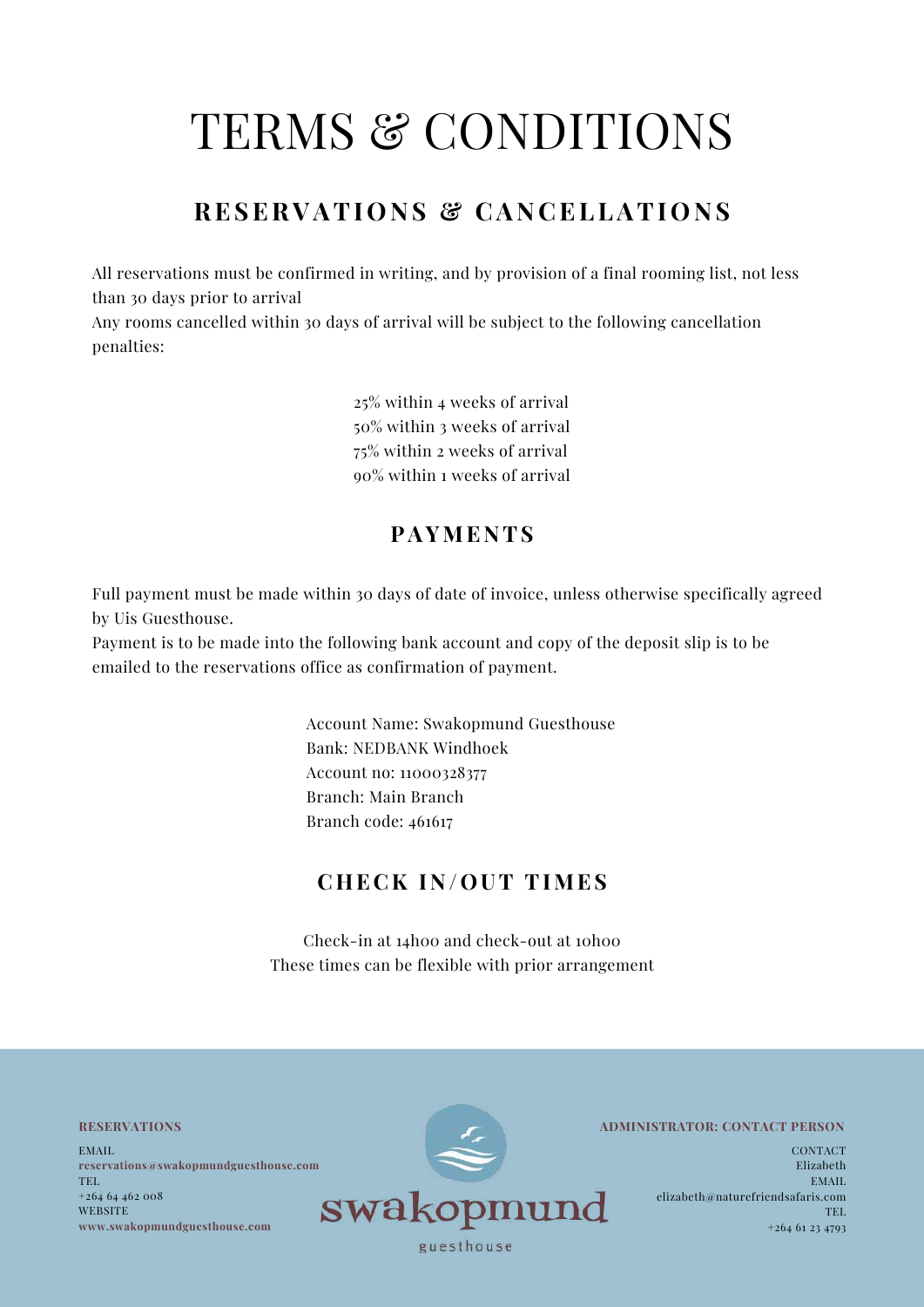# TERMS & CONDITIONS

## RESERVATIONS & CANCELLATIONS

All reservations must be confirmed in writing, and by provision of a final rooming list, not less than 30 days prior to arrival
Any rooms cancelled within 30 days of arrival will be subject to the following cancellation penalties:

25% within 4 weeks of arrival
50% within 3 weeks of arrival
75% within 2 weeks of arrival
90% within 1 weeks of arrival

## PAYMENTS

Full payment must be made within 30 days of date of invoice, unless otherwise specifically agreed by Uis Guesthouse.
Payment is to be made into the following bank account and copy of the deposit slip is to be emailed to the reservations office as confirmation of payment.

Account Name: Swakopmund Guesthouse
Bank: NEDBANK Windhoek
Account no: 11000328377
Branch: Main Branch
Branch code: 461617

## CHECK IN/OUT TIMES

Check-in at 14h00 and check-out at 10h00
These times can be flexible with prior arrangement

**RESERVATIONS**

EMAIL
**reservations@swakopmundguesthouse.com**
TEL
+264 64 462 008
WEBSITE
**www.swakopmundguesthouse.com**

swakopmund
guesthouse

**ADMINISTRATOR: CONTACT PERSON**

CONTACT
Elizabeth
EMAIL
elizabeth@naturefriendsafaris.com
TEL
+264 61 23 4793